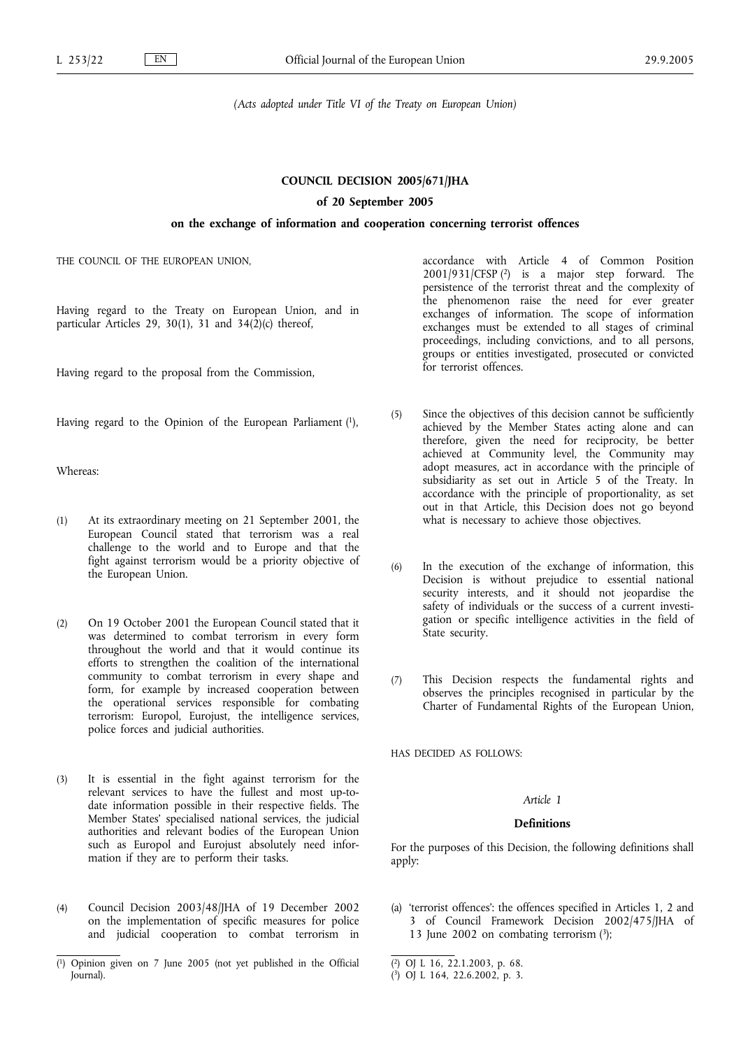*(Acts adopted under Title VI of the Treaty on European Union)*

# COUNCIL DECISION 2005/671/JHA

## of 20 September 2005

## on the exchange of information and cooperation concerning terrorist offences

THE COUNCIL OF THE EUROPEAN UNION,

Having regard to the Treaty on European Union, and in particular Articles 29, 30(1), 31 and 34(2)(c) thereof,

Having regard to the proposal from the Commission,

Having regard to the Opinion of the European Parliament [1],

Whereas:

(1) At its extraordinary meeting on 21 September 2001, the European Council stated that terrorism was a real challenge to the world and to Europe and that the fight against terrorism would be a priority objective of the European Union.

(2) On 19 October 2001 the European Council stated that it was determined to combat terrorism in every form throughout the world and that it would continue its efforts to strengthen the coalition of the international community to combat terrorism in every shape and form, for example by increased cooperation between the operational services responsible for combating terrorism: Europol, Eurojust, the intelligence services, police forces and judicial authorities.

(3) It is essential in the fight against terrorism for the relevant services to have the fullest and most up-to-date information possible in their respective fields. The Member States' specialised national services, the judicial authorities and relevant bodies of the European Union such as Europol and Eurojust absolutely need information if they are to perform their tasks.

(4) Council Decision 2003/48/JHA of 19 December 2002 on the implementation of specific measures for police and judicial cooperation to combat terrorism in accordance with Article 4 of Common Position 2001/931/CFSP [2] is a major step forward. The persistence of the terrorist threat and the complexity of the phenomenon raise the need for ever greater exchanges of information. The scope of information exchanges must be extended to all stages of criminal proceedings, including convictions, and to all persons, groups or entities investigated, prosecuted or convicted for terrorist offences.

(5) Since the objectives of this decision cannot be sufficiently achieved by the Member States acting alone and can therefore, given the need for reciprocity, be better achieved at Community level, the Community may adopt measures, act in accordance with the principle of subsidiarity as set out in Article 5 of the Treaty. In accordance with the principle of proportionality, as set out in that Article, this Decision does not go beyond what is necessary to achieve those objectives.

(6) In the execution of the exchange of information, this Decision is without prejudice to essential national security interests, and it should not jeopardise the safety of individuals or the success of a current investigation or specific intelligence activities in the field of State security.

(7) This Decision respects the fundamental rights and observes the principles recognised in particular by the Charter of Fundamental Rights of the European Union,

HAS DECIDED AS FOLLOWS:

*Article 1*

**Definitions**

For the purposes of this Decision, the following definitions shall apply:

(a) 'terrorist offences': the offences specified in Articles 1, 2 and 3 of Council Framework Decision 2002/475/JHA of 13 June 2002 on combating terrorism [3];

---

[1] Opinion given on 7 June 2005 (not yet published in the Official Journal).

[2] OJ L 16, 22.1.2003, p. 68.

[3] OJ L 164, 22.6.2002, p. 3.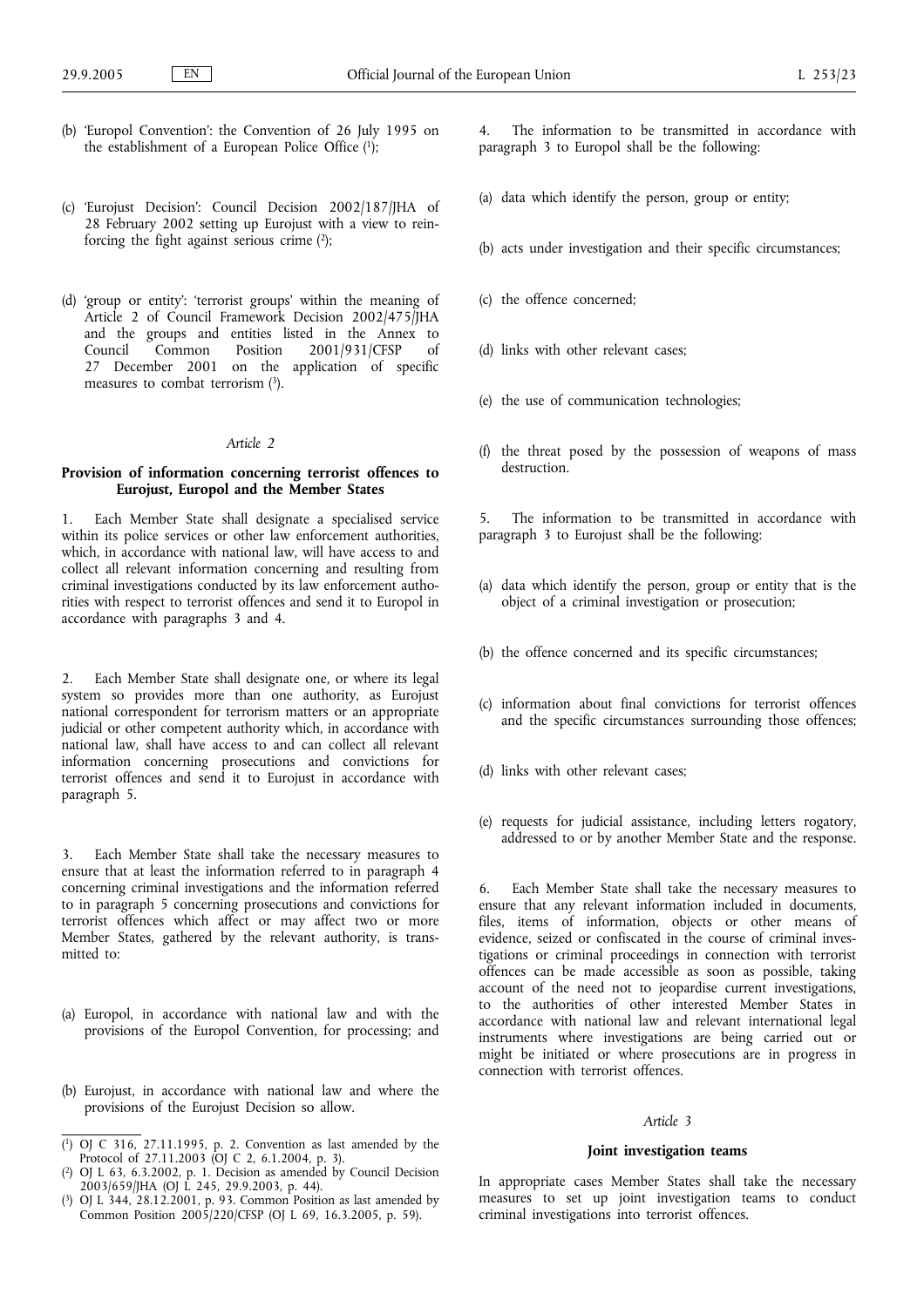(b) 'Europol Convention': the Convention of 26 July 1995 on the establishment of a European Police Office [1];

(c) 'Eurojust Decision': Council Decision 2002/187/JHA of 28 February 2002 setting up Eurojust with a view to reinforcing the fight against serious crime [2];

(d) 'group or entity': 'terrorist groups' within the meaning of Article 2 of Council Framework Decision 2002/475/JHA and the groups and entities listed in the Annex to Council Common Position 2001/931/CFSP of 27 December 2001 on the application of specific measures to combat terrorism [3].

*Article 2*

**Provision of information concerning terrorist offences to Eurojust, Europol and the Member States**

1. Each Member State shall designate a specialised service within its police services or other law enforcement authorities, which, in accordance with national law, will have access to and collect all relevant information concerning and resulting from criminal investigations conducted by its law enforcement authorities with respect to terrorist offences and send it to Europol in accordance with paragraphs 3 and 4.

2. Each Member State shall designate one, or where its legal system so provides more than one authority, as Eurojust national correspondent for terrorism matters or an appropriate judicial or other competent authority which, in accordance with national law, shall have access to and can collect all relevant information concerning prosecutions and convictions for terrorist offences and send it to Eurojust in accordance with paragraph 5.

3. Each Member State shall take the necessary measures to ensure that at least the information referred to in paragraph 4 concerning criminal investigations and the information referred to in paragraph 5 concerning prosecutions and convictions for terrorist offences which affect or may affect two or more Member States, gathered by the relevant authority, is transmitted to:

(a) Europol, in accordance with national law and with the provisions of the Europol Convention, for processing; and

(b) Eurojust, in accordance with national law and where the provisions of the Eurojust Decision so allow.

4. The information to be transmitted in accordance with paragraph 3 to Europol shall be the following:

(a) data which identify the person, group or entity;

(b) acts under investigation and their specific circumstances;

(c) the offence concerned;

(d) links with other relevant cases;

(e) the use of communication technologies;

(f) the threat posed by the possession of weapons of mass destruction.

5. The information to be transmitted in accordance with paragraph 3 to Eurojust shall be the following:

(a) data which identify the person, group or entity that is the object of a criminal investigation or prosecution;

(b) the offence concerned and its specific circumstances;

(c) information about final convictions for terrorist offences and the specific circumstances surrounding those offences;

(d) links with other relevant cases;

(e) requests for judicial assistance, including letters rogatory, addressed to or by another Member State and the response.

6. Each Member State shall take the necessary measures to ensure that any relevant information included in documents, files, items of information, objects or other means of evidence, seized or confiscated in the course of criminal investigations or criminal proceedings in connection with terrorist offences can be made accessible as soon as possible, taking account of the need not to jeopardise current investigations, to the authorities of other interested Member States in accordance with national law and relevant international legal instruments where investigations are being carried out or might be initiated or where prosecutions are in progress in connection with terrorist offences.

*Article 3*

**Joint investigation teams**

In appropriate cases Member States shall take the necessary measures to set up joint investigation teams to conduct criminal investigations into terrorist offences.

---

[1] OJ C 316, 27.11.1995, p. 2. Convention as last amended by the Protocol of 27.11.2003 (OJ C 2, 6.1.2004, p. 3).

[2] OJ L 63, 6.3.2002, p. 1. Decision as amended by Council Decision 2003/659/JHA (OJ L 245, 29.9.2003, p. 44).

[3] OJ L 344, 28.12.2001, p. 93. Common Position as last amended by Common Position 2005/220/CFSP (OJ L 69, 16.3.2005, p. 59).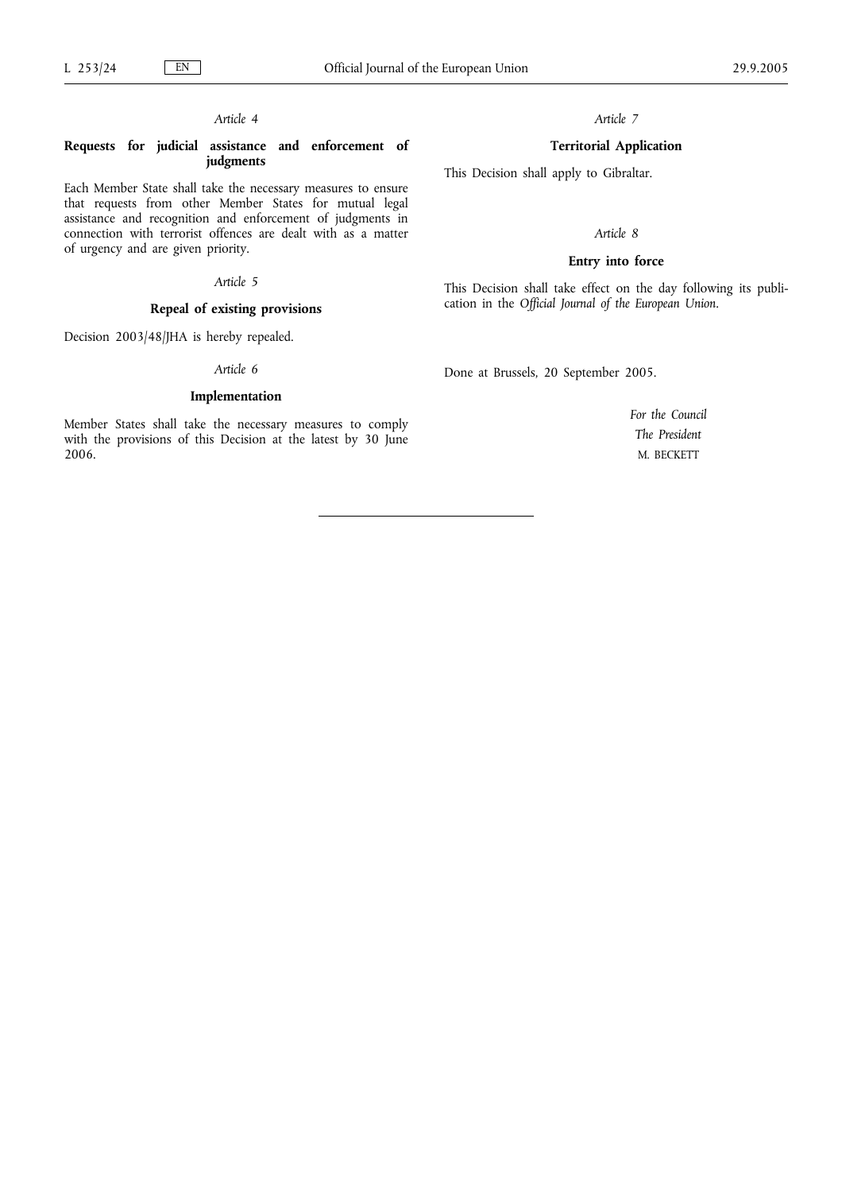*Article 4*

**Requests for judicial assistance and enforcement of judgments**

Each Member State shall take the necessary measures to ensure that requests from other Member States for mutual legal assistance and recognition and enforcement of judgments in connection with terrorist offences are dealt with as a matter of urgency and are given priority.

*Article 5*

**Repeal of existing provisions**

Decision 2003/48/JHA is hereby repealed.

*Article 6*

**Implementation**

Member States shall take the necessary measures to comply with the provisions of this Decision at the latest by 30 June 2006.

*Article 7*

**Territorial Application**

This Decision shall apply to Gibraltar.

*Article 8*

**Entry into force**

This Decision shall take effect on the day following its publication in the *Official Journal of the European Union*.

Done at Brussels, 20 September 2005.

*For the Council*

*The President*

M. BECKETT